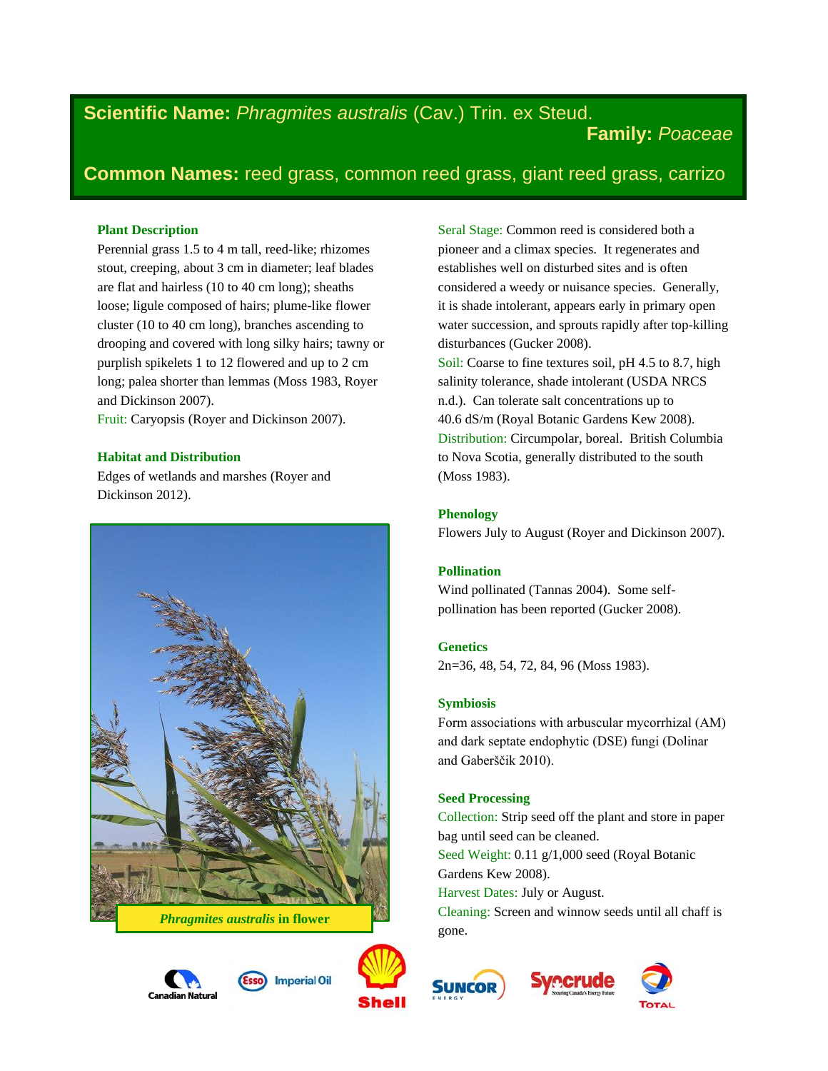**Scientific Name:** *Phragmites australis* (Cav.) Trin. ex Steud.

**Family:** *Poaceae*

**Common Names:** reed grass, common reed grass, giant reed grass, carrizo

### Plant Description

Perennial grass 1.5 to 4 m tall, reed-like; rhizomes stout, creeping, about 3 cm in diameter; leaf blades are flat and hairless (10 to 40 cm long); sheaths loose; ligule composed of hairs; plume-like flower cluster (10 to 40 cm long), branches ascending to drooping and covered with long silky hairs; tawny or purplish spikelets 1 to 12 flowered and up to 2 cm long; palea shorter than lemmas (Moss 1983, Royer and Dickinson 2007).

Fruit: Caryopsis (Royer and Dickinson 2007).

### Habitat and Distribution

Edges of wetlands and marshes (Royer and Dickinson 2012).

*Phragmites australis* in flower

Seral Stage: Common reed is considered both a pioneer and a climax species. It regenerates and establishes well on disturbed sites and is often considered a weedy or nuisance species. Generally, it is shade intolerant, appears early in primary open water succession, and sprouts rapidly after top-killing disturbances (Gucker 2008).

Soil: Coarse to fine textures soil, pH 4.5 to 8.7, high salinity tolerance, shade intolerant (USDA NRCS n.d.). Can tolerate salt concentrations up to 40.6 dS/m (Royal Botanic Gardens Kew 2008).

Distribution: Circumpolar, boreal. British Columbia to Nova Scotia, generally distributed to the south (Moss 1983).

### Phenology

Flowers July to August (Royer and Dickinson 2007).

### Pollination

Wind pollinated (Tannas 2004). Some self-pollination has been reported (Gucker 2008).

### Genetics

2n=36, 48, 54, 72, 84, 96 (Moss 1983).

### Symbiosis

Form associations with arbuscular mycorrhizal (AM) and dark septate endophytic (DSE) fungi (Dolinar and Gaberščik 2010).

### Seed Processing

Collection: Strip seed off the plant and store in paper bag until seed can be cleaned.

Seed Weight: 0.11 g/1,000 seed (Royal Botanic Gardens Kew 2008).

Harvest Dates: July or August.

Cleaning: Screen and winnow seeds until all chaff is gone.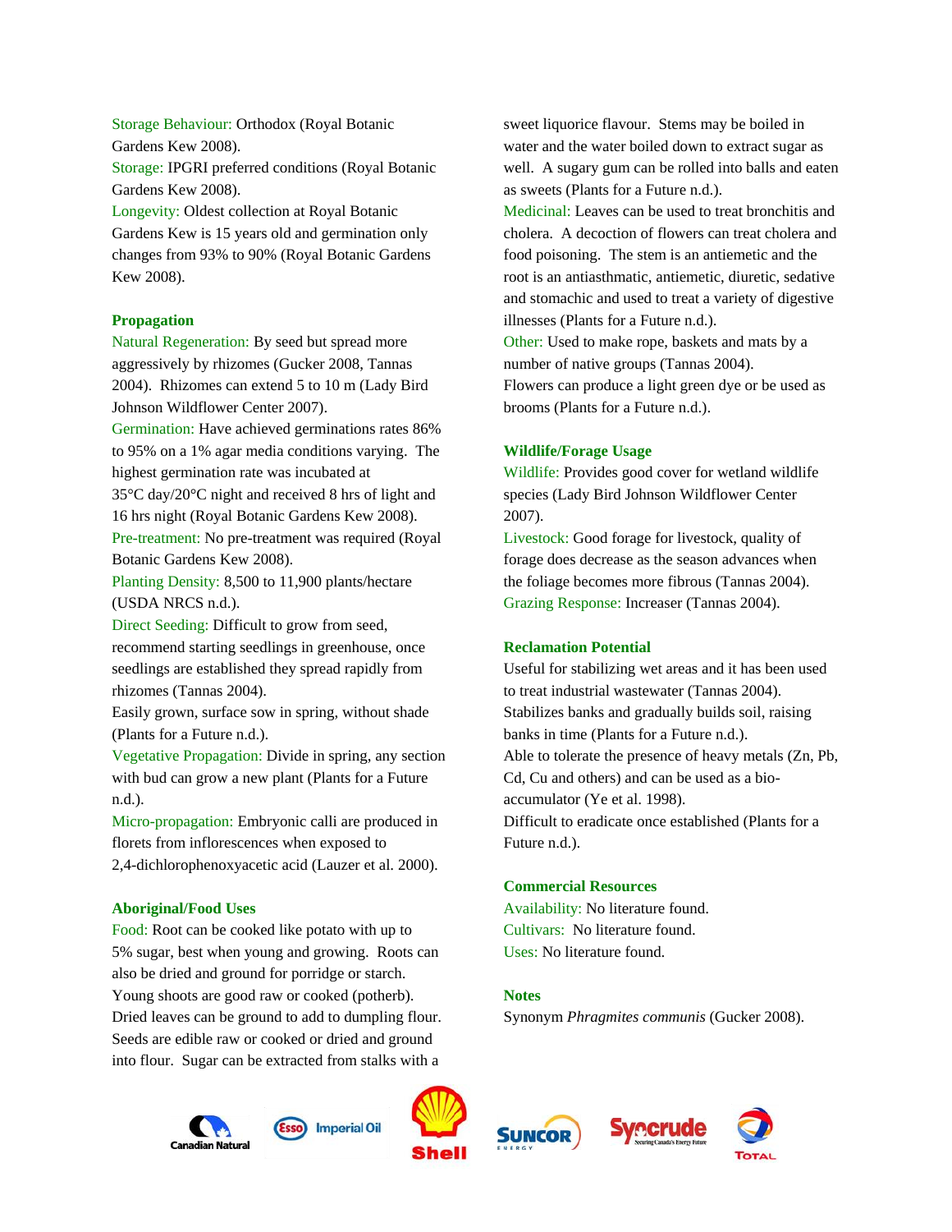Storage Behaviour: Orthodox (Royal Botanic Gardens Kew 2008).

Storage: IPGRI preferred conditions (Royal Botanic Gardens Kew 2008).

Longevity: Oldest collection at Royal Botanic Gardens Kew is 15 years old and germination only changes from 93% to 90% (Royal Botanic Gardens Kew 2008).

## Propagation

Natural Regeneration: By seed but spread more aggressively by rhizomes (Gucker 2008, Tannas 2004). Rhizomes can extend 5 to 10 m (Lady Bird Johnson Wildflower Center 2007).

Germination: Have achieved germinations rates 86% to 95% on a 1% agar media conditions varying. The highest germination rate was incubated at 35°C day/20°C night and received 8 hrs of light and 16 hrs night (Royal Botanic Gardens Kew 2008).

Pre-treatment: No pre-treatment was required (Royal Botanic Gardens Kew 2008).

Planting Density: 8,500 to 11,900 plants/hectare (USDA NRCS n.d.).

Direct Seeding: Difficult to grow from seed, recommend starting seedlings in greenhouse, once seedlings are established they spread rapidly from rhizomes (Tannas 2004).

Easily grown, surface sow in spring, without shade (Plants for a Future n.d.).

Vegetative Propagation: Divide in spring, any section with bud can grow a new plant (Plants for a Future n.d.).

Micro-propagation: Embryonic calli are produced in florets from inflorescences when exposed to 2,4-dichlorophenoxyacetic acid (Lauzer et al. 2000).

## Aboriginal/Food Uses

Food: Root can be cooked like potato with up to 5% sugar, best when young and growing. Roots can also be dried and ground for porridge or starch. Young shoots are good raw or cooked (potherb). Dried leaves can be ground to add to dumpling flour. Seeds are edible raw or cooked or dried and ground into flour. Sugar can be extracted from stalks with a sweet liquorice flavour. Stems may be boiled in water and the water boiled down to extract sugar as well. A sugary gum can be rolled into balls and eaten as sweets (Plants for a Future n.d.).

Medicinal: Leaves can be used to treat bronchitis and cholera. A decoction of flowers can treat cholera and food poisoning. The stem is an antiemetic and the root is an antiasthmatic, antiemetic, diuretic, sedative and stomachic and used to treat a variety of digestive illnesses (Plants for a Future n.d.).

Other: Used to make rope, baskets and mats by a number of native groups (Tannas 2004).

Flowers can produce a light green dye or be used as brooms (Plants for a Future n.d.).

## Wildlife/Forage Usage

Wildlife: Provides good cover for wetland wildlife species (Lady Bird Johnson Wildflower Center 2007).

Livestock: Good forage for livestock, quality of forage does decrease as the season advances when the foliage becomes more fibrous (Tannas 2004).

Grazing Response: Increaser (Tannas 2004).

## Reclamation Potential

Useful for stabilizing wet areas and it has been used to treat industrial wastewater (Tannas 2004).

Stabilizes banks and gradually builds soil, raising banks in time (Plants for a Future n.d.).

Able to tolerate the presence of heavy metals (Zn, Pb, Cd, Cu and others) and can be used as a bio-accumulator (Ye et al. 1998).

Difficult to eradicate once established (Plants for a Future n.d.).

## Commercial Resources

Availability: No literature found.

Cultivars: No literature found.

Uses: No literature found.

## Notes

Synonym *Phragmites communis* (Gucker 2008).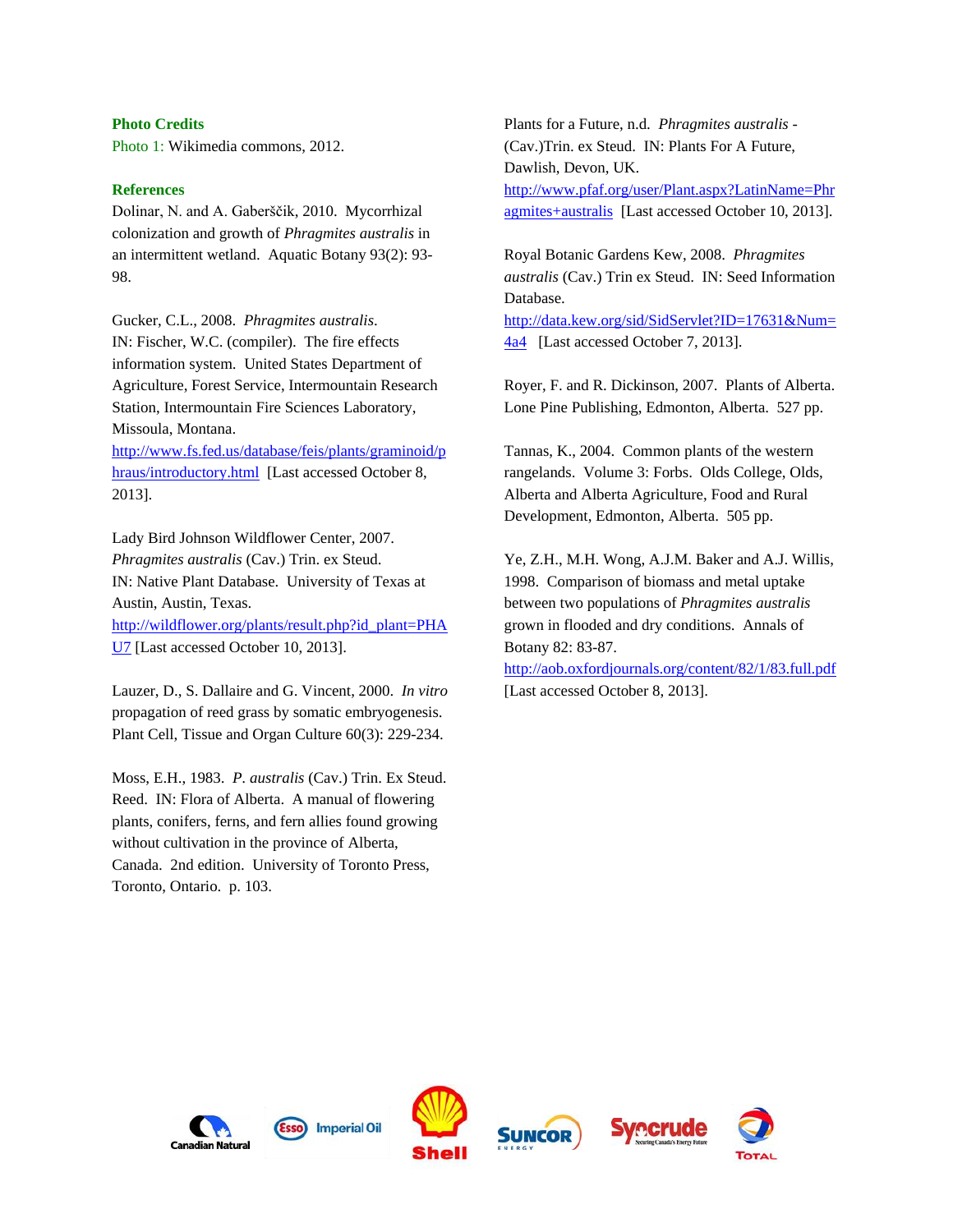### Photo Credits

Photo 1: Wikimedia commons, 2012.

### References

Dolinar, N. and A. Gaberščik, 2010. Mycorrhizal colonization and growth of *Phragmites australis* in an intermittent wetland. Aquatic Botany 93(2): 93-98.

Gucker, C.L., 2008. *Phragmites australis*. IN: Fischer, W.C. (compiler). The fire effects information system. United States Department of Agriculture, Forest Service, Intermountain Research Station, Intermountain Fire Sciences Laboratory, Missoula, Montana. http://www.fs.fed.us/database/feis/plants/graminoid/phraus/introductory.html [Last accessed October 8, 2013].

Lady Bird Johnson Wildflower Center, 2007. *Phragmites australis* (Cav.) Trin. ex Steud. IN: Native Plant Database. University of Texas at Austin, Austin, Texas. http://wildflower.org/plants/result.php?id_plant=PHAU7 [Last accessed October 10, 2013].

Lauzer, D., S. Dallaire and G. Vincent, 2000. *In vitro* propagation of reed grass by somatic embryogenesis. Plant Cell, Tissue and Organ Culture 60(3): 229-234.

Moss, E.H., 1983. *P. australis* (Cav.) Trin. Ex Steud. Reed. IN: Flora of Alberta. A manual of flowering plants, conifers, ferns, and fern allies found growing without cultivation in the province of Alberta, Canada. 2nd edition. University of Toronto Press, Toronto, Ontario. p. 103.

Plants for a Future, n.d. *Phragmites australis* - (Cav.)Trin. ex Steud. IN: Plants For A Future, Dawlish, Devon, UK. http://www.pfaf.org/user/Plant.aspx?LatinName=Phragmites+australis [Last accessed October 10, 2013].

Royal Botanic Gardens Kew, 2008. *Phragmites australis* (Cav.) Trin ex Steud. IN: Seed Information Database. http://data.kew.org/sid/SidServlet?ID=17631&Num=4a4 [Last accessed October 7, 2013].

Royer, F. and R. Dickinson, 2007. Plants of Alberta. Lone Pine Publishing, Edmonton, Alberta. 527 pp.

Tannas, K., 2004. Common plants of the western rangelands. Volume 3: Forbs. Olds College, Olds, Alberta and Alberta Agriculture, Food and Rural Development, Edmonton, Alberta. 505 pp.

Ye, Z.H., M.H. Wong, A.J.M. Baker and A.J. Willis, 1998. Comparison of biomass and metal uptake between two populations of *Phragmites australis* grown in flooded and dry conditions. Annals of Botany 82: 83-87. http://aob.oxfordjournals.org/content/82/1/83.full.pdf [Last accessed October 8, 2013].